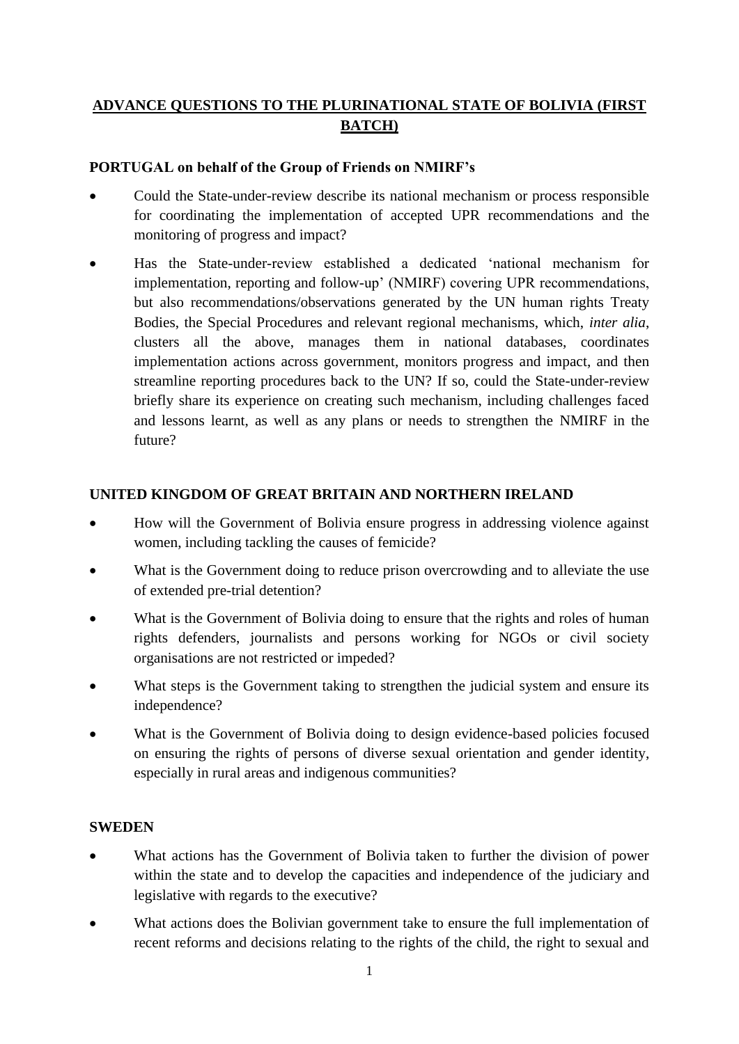# ADVANCE QUESTIONS TO THE PLURINATIONAL STATE OF BOLIVIA (FIRST BATCH)

## PORTUGAL on behalf of the Group of Friends on NMIRF's

- Could the State-under-review describe its national mechanism or process responsible for coordinating the implementation of accepted UPR recommendations and the monitoring of progress and impact?
- Has the State-under-review established a dedicated 'national mechanism for implementation, reporting and follow-up' (NMIRF) covering UPR recommendations, but also recommendations/observations generated by the UN human rights Treaty Bodies, the Special Procedures and relevant regional mechanisms, which, *inter alia*, clusters all the above, manages them in national databases, coordinates implementation actions across government, monitors progress and impact, and then streamline reporting procedures back to the UN? If so, could the State-under-review briefly share its experience on creating such mechanism, including challenges faced and lessons learnt, as well as any plans or needs to strengthen the NMIRF in the future?

## UNITED KINGDOM OF GREAT BRITAIN AND NORTHERN IRELAND

- How will the Government of Bolivia ensure progress in addressing violence against women, including tackling the causes of femicide?
- What is the Government doing to reduce prison overcrowding and to alleviate the use of extended pre-trial detention?
- What is the Government of Bolivia doing to ensure that the rights and roles of human rights defenders, journalists and persons working for NGOs or civil society organisations are not restricted or impeded?
- What steps is the Government taking to strengthen the judicial system and ensure its independence?
- What is the Government of Bolivia doing to design evidence-based policies focused on ensuring the rights of persons of diverse sexual orientation and gender identity, especially in rural areas and indigenous communities?

## SWEDEN

- What actions has the Government of Bolivia taken to further the division of power within the state and to develop the capacities and independence of the judiciary and legislative with regards to the executive?
- What actions does the Bolivian government take to ensure the full implementation of recent reforms and decisions relating to the rights of the child, the right to sexual and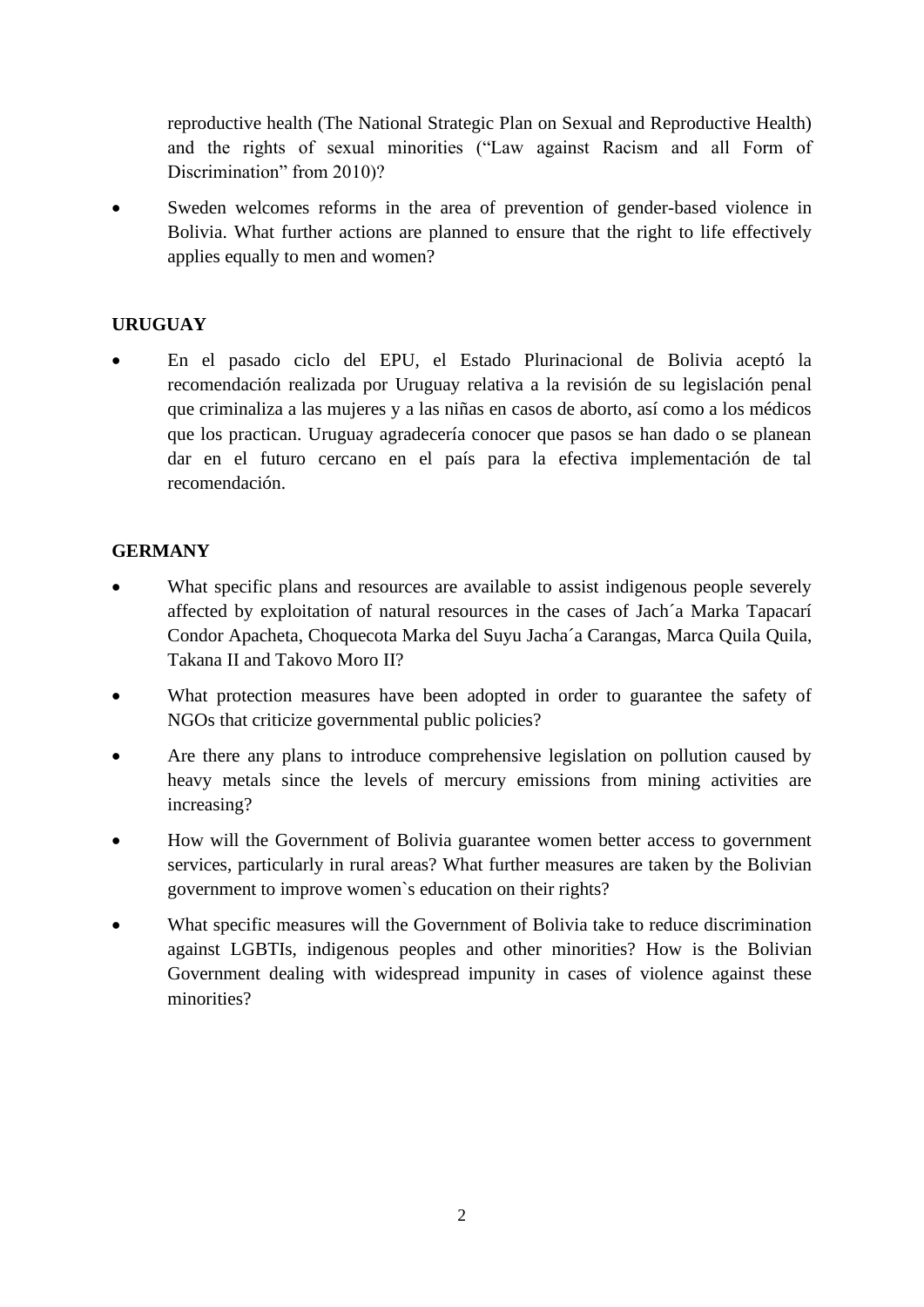reproductive health (The National Strategic Plan on Sexual and Reproductive Health) and the rights of sexual minorities ("Law against Racism and all Form of Discrimination" from 2010)?

- Sweden welcomes reforms in the area of prevention of gender-based violence in Bolivia. What further actions are planned to ensure that the right to life effectively applies equally to men and women?

**URUGUAY**

- En el pasado ciclo del EPU, el Estado Plurinacional de Bolivia aceptó la recomendación realizada por Uruguay relativa a la revisión de su legislación penal que criminaliza a las mujeres y a las niñas en casos de aborto, así como a los médicos que los practican. Uruguay agradecería conocer que pasos se han dado o se planean dar en el futuro cercano en el país para la efectiva implementación de tal recomendación.

**GERMANY**

- What specific plans and resources are available to assist indigenous people severely affected by exploitation of natural resources in the cases of Jach´a Marka Tapacarí Condor Apacheta, Choquecota Marka del Suyu Jacha´a Carangas, Marca Quila Quila, Takana II and Takovo Moro II?
- What protection measures have been adopted in order to guarantee the safety of NGOs that criticize governmental public policies?
- Are there any plans to introduce comprehensive legislation on pollution caused by heavy metals since the levels of mercury emissions from mining activities are increasing?
- How will the Government of Bolivia guarantee women better access to government services, particularly in rural areas? What further measures are taken by the Bolivian government to improve women`s education on their rights?
- What specific measures will the Government of Bolivia take to reduce discrimination against LGBTIs, indigenous peoples and other minorities? How is the Bolivian Government dealing with widespread impunity in cases of violence against these minorities?